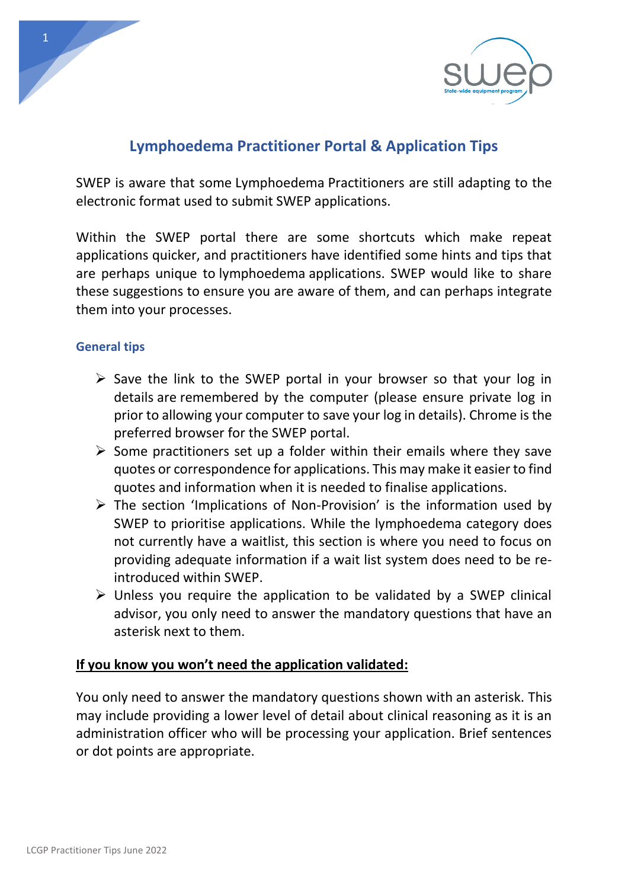# Lymphoedema Practitioner Portal & Application Tips

SWEP is aware that some Lymphoedema Practitioners are still adapting to the electronic format used to submit SWEP applications.

Within the SWEP portal there are some shortcuts which make repeat applications quicker, and practitioners have identified some hints and tips that are perhaps unique to lymphoedema applications. SWEP would like to share these suggestions to ensure you are aware of them, and can perhaps integrate them into your processes.

## General tips

- Save the link to the SWEP portal in your browser so that your log in details are remembered by the computer (please ensure private log in prior to allowing your computer to save your log in details). Chrome is the preferred browser for the SWEP portal.
- Some practitioners set up a folder within their emails where they save quotes or correspondence for applications. This may make it easier to find quotes and information when it is needed to finalise applications.
- The section 'Implications of Non-Provision' is the information used by SWEP to prioritise applications. While the lymphoedema category does not currently have a waitlist, this section is where you need to focus on providing adequate information if a wait list system does need to be re-introduced within SWEP.
- Unless you require the application to be validated by a SWEP clinical advisor, you only need to answer the mandatory questions that have an asterisk next to them.

**<u>If you know you won't need the application validated:</u>**

You only need to answer the mandatory questions shown with an asterisk. This may include providing a lower level of detail about clinical reasoning as it is an administration officer who will be processing your application. Brief sentences or dot points are appropriate.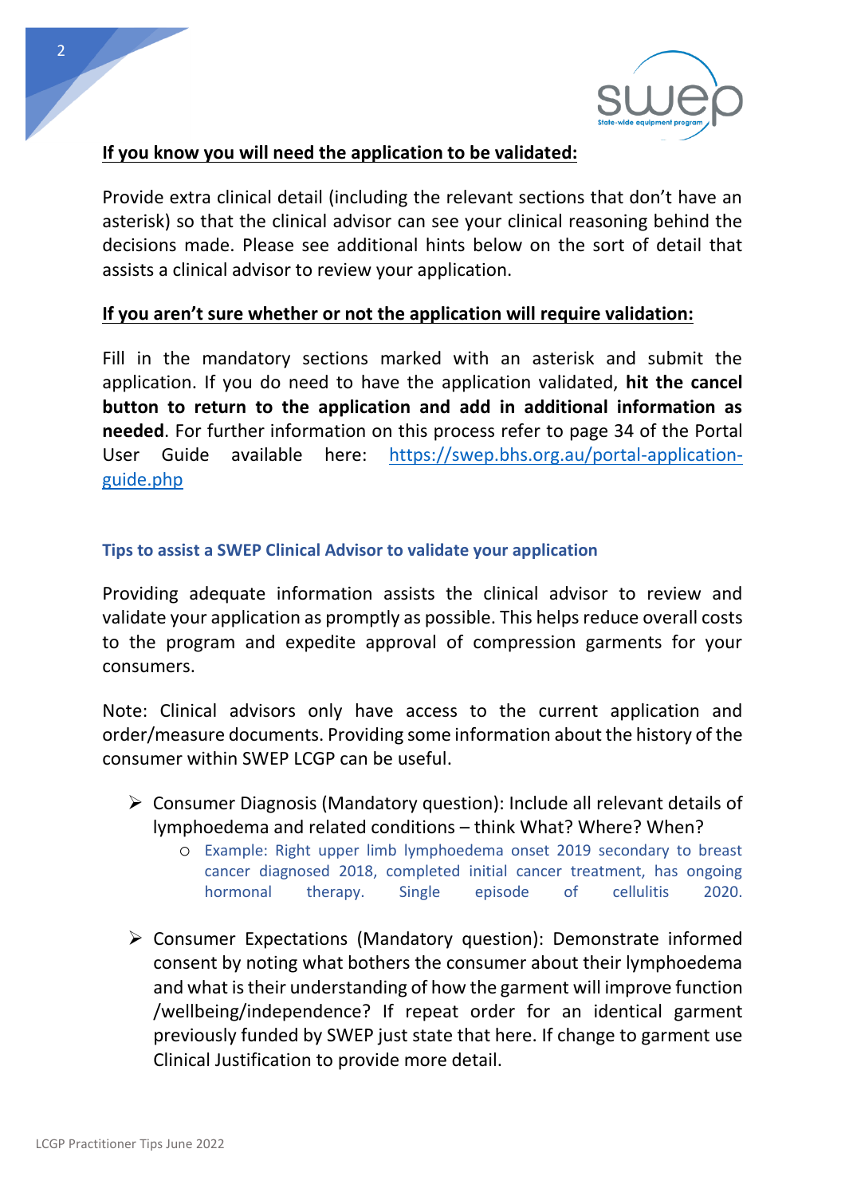**<u>If you know you will need the application to be validated:</u>**

Provide extra clinical detail (including the relevant sections that don't have an asterisk) so that the clinical advisor can see your clinical reasoning behind the decisions made. Please see additional hints below on the sort of detail that assists a clinical advisor to review your application.

**<u>If you aren't sure whether or not the application will require validation:</u>**

Fill in the mandatory sections marked with an asterisk and submit the application. If you do need to have the application validated, **hit the cancel button to return to the application and add in additional information as needed**. For further information on this process refer to page 34 of the Portal User Guide available here: [https://swep.bhs.org.au/portal-application-guide.php](https://swep.bhs.org.au/portal-application-guide.php)

### Tips to assist a SWEP Clinical Advisor to validate your application

Providing adequate information assists the clinical advisor to review and validate your application as promptly as possible. This helps reduce overall costs to the program and expedite approval of compression garments for your consumers.

Note: Clinical advisors only have access to the current application and order/measure documents. Providing some information about the history of the consumer within SWEP LCGP can be useful.

- Consumer Diagnosis (Mandatory question): Include all relevant details of lymphoedema and related conditions – think What? Where? When?
  - Example: Right upper limb lymphoedema onset 2019 secondary to breast cancer diagnosed 2018, completed initial cancer treatment, has ongoing hormonal therapy. Single episode of cellulitis 2020.

- Consumer Expectations (Mandatory question): Demonstrate informed consent by noting what bothers the consumer about their lymphoedema and what is their understanding of how the garment will improve function /wellbeing/independence? If repeat order for an identical garment previously funded by SWEP just state that here. If change to garment use Clinical Justification to provide more detail.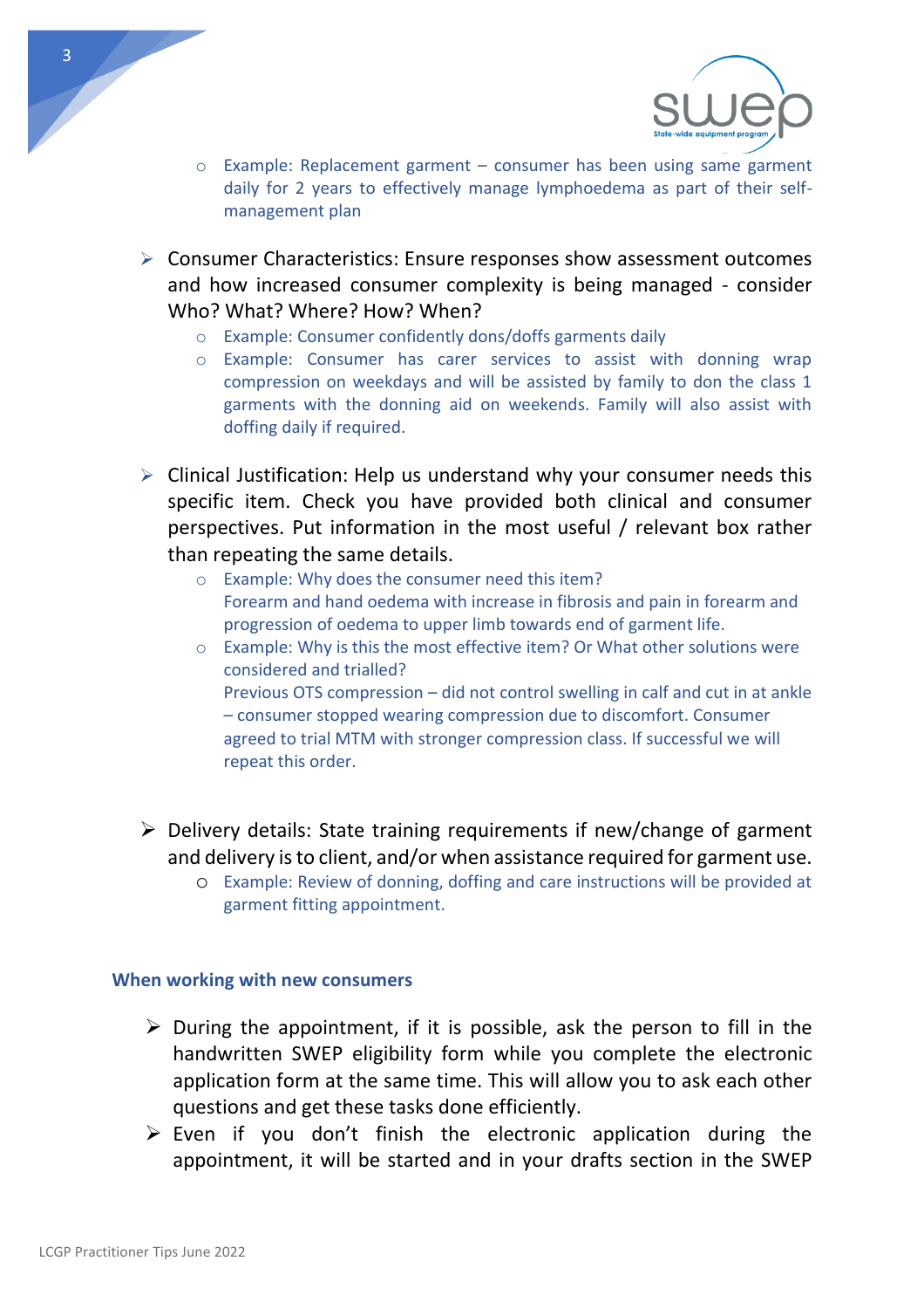- Example: Replacement garment – consumer has been using same garment daily for 2 years to effectively manage lymphoedema as part of their self-management plan

- Consumer Characteristics: Ensure responses show assessment outcomes and how increased consumer complexity is being managed - consider Who? What? Where? How? When?
  - Example: Consumer confidently dons/doffs garments daily
  - Example: Consumer has carer services to assist with donning wrap compression on weekdays and will be assisted by family to don the class 1 garments with the donning aid on weekends. Family will also assist with doffing daily if required.

- Clinical Justification: Help us understand why your consumer needs this specific item. Check you have provided both clinical and consumer perspectives. Put information in the most useful / relevant box rather than repeating the same details.
  - Example: Why does the consumer need this item?
    Forearm and hand oedema with increase in fibrosis and pain in forearm and progression of oedema to upper limb towards end of garment life.
  - Example: Why is this the most effective item? Or What other solutions were considered and trialled?
    Previous OTS compression – did not control swelling in calf and cut in at ankle – consumer stopped wearing compression due to discomfort. Consumer agreed to trial MTM with stronger compression class. If successful we will repeat this order.

- Delivery details: State training requirements if new/change of garment and delivery is to client, and/or when assistance required for garment use.
  - Example: Review of donning, doffing and care instructions will be provided at garment fitting appointment.

#### When working with new consumers

- During the appointment, if it is possible, ask the person to fill in the handwritten SWEP eligibility form while you complete the electronic application form at the same time. This will allow you to ask each other questions and get these tasks done efficiently.
- Even if you don't finish the electronic application during the appointment, it will be started and in your drafts section in the SWEP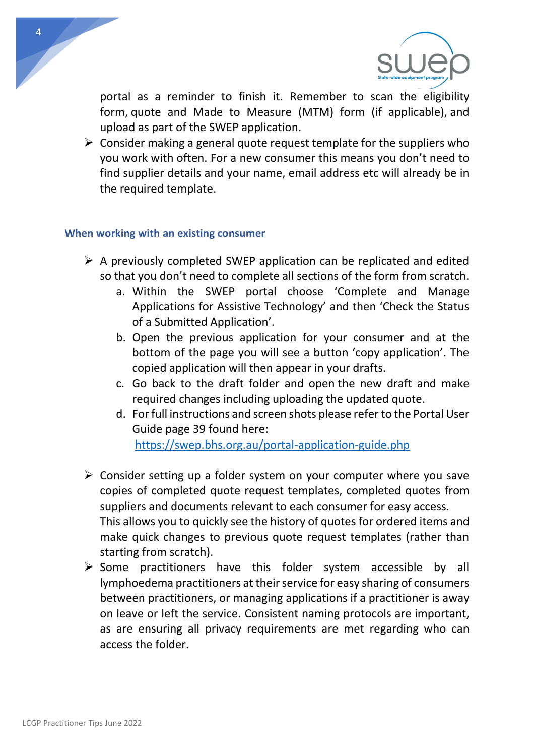portal as a reminder to finish it. Remember to scan the eligibility form, quote and Made to Measure (MTM) form (if applicable), and upload as part of the SWEP application.

- Consider making a general quote request template for the suppliers who you work with often. For a new consumer this means you don't need to find supplier details and your name, email address etc will already be in the required template.

### When working with an existing consumer

- A previously completed SWEP application can be replicated and edited so that you don't need to complete all sections of the form from scratch.
  a. Within the SWEP portal choose 'Complete and Manage Applications for Assistive Technology' and then 'Check the Status of a Submitted Application'.
  b. Open the previous application for your consumer and at the bottom of the page you will see a button 'copy application'. The copied application will then appear in your drafts.
  c. Go back to the draft folder and open the new draft and make required changes including uploading the updated quote.
  d. For full instructions and screen shots please refer to the Portal User Guide page 39 found here: https://swep.bhs.org.au/portal-application-guide.php

- Consider setting up a folder system on your computer where you save copies of completed quote request templates, completed quotes from suppliers and documents relevant to each consumer for easy access. This allows you to quickly see the history of quotes for ordered items and make quick changes to previous quote request templates (rather than starting from scratch).
- Some practitioners have this folder system accessible by all lymphoedema practitioners at their service for easy sharing of consumers between practitioners, or managing applications if a practitioner is away on leave or left the service. Consistent naming protocols are important, as are ensuring all privacy requirements are met regarding who can access the folder.